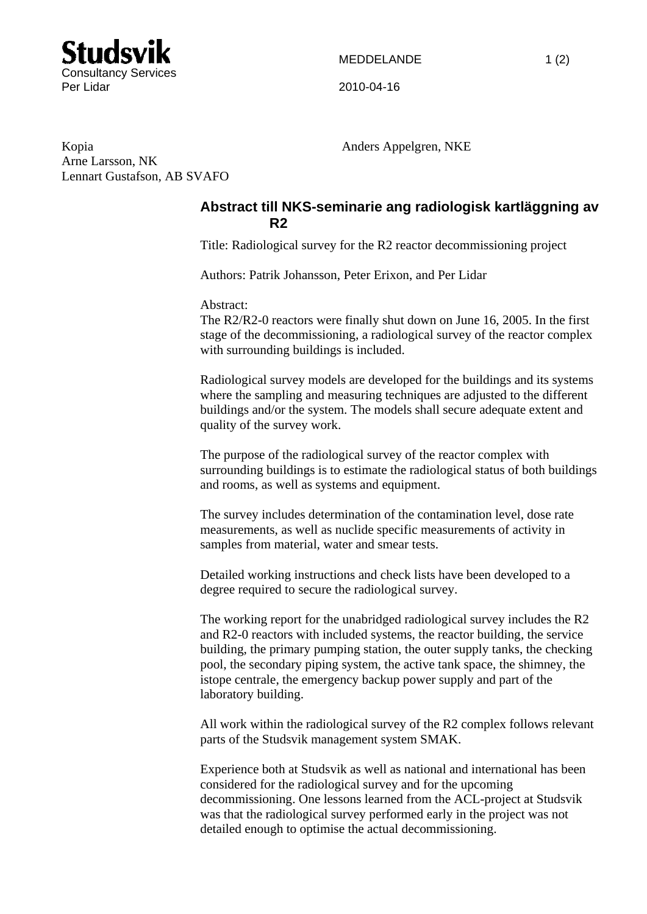**Studsvik**
Consultancy Services
Per Lidar

MEDDELANDE

2010-04-16

Kopia
Arne Larsson, NK
Lennart Gustafson, AB SVAFO

Anders Appelgren, NKE

## Abstract till NKS-seminarie ang radiologisk kartläggning av R2

Title: Radiological survey for the R2 reactor decommissioning project

Authors: Patrik Johansson, Peter Erixon, and Per Lidar

Abstract:
The R2/R2-0 reactors were finally shut down on June 16, 2005. In the first stage of the decommissioning, a radiological survey of the reactor complex with surrounding buildings is included.

Radiological survey models are developed for the buildings and its systems where the sampling and measuring techniques are adjusted to the different buildings and/or the system. The models shall secure adequate extent and quality of the survey work.

The purpose of the radiological survey of the reactor complex with surrounding buildings is to estimate the radiological status of both buildings and rooms, as well as systems and equipment.

The survey includes determination of the contamination level, dose rate measurements, as well as nuclide specific measurements of activity in samples from material, water and smear tests.

Detailed working instructions and check lists have been developed to a degree required to secure the radiological survey.

The working report for the unabridged radiological survey includes the R2 and R2-0 reactors with included systems, the reactor building, the service building, the primary pumping station, the outer supply tanks, the checking pool, the secondary piping system, the active tank space, the shimney, the istope centrale, the emergency backup power supply and part of the laboratory building.

All work within the radiological survey of the R2 complex follows relevant parts of the Studsvik management system SMAK.

Experience both at Studsvik as well as national and international has been considered for the radiological survey and for the upcoming decommissioning. One lessons learned from the ACL-project at Studsvik was that the radiological survey performed early in the project was not detailed enough to optimise the actual decommissioning.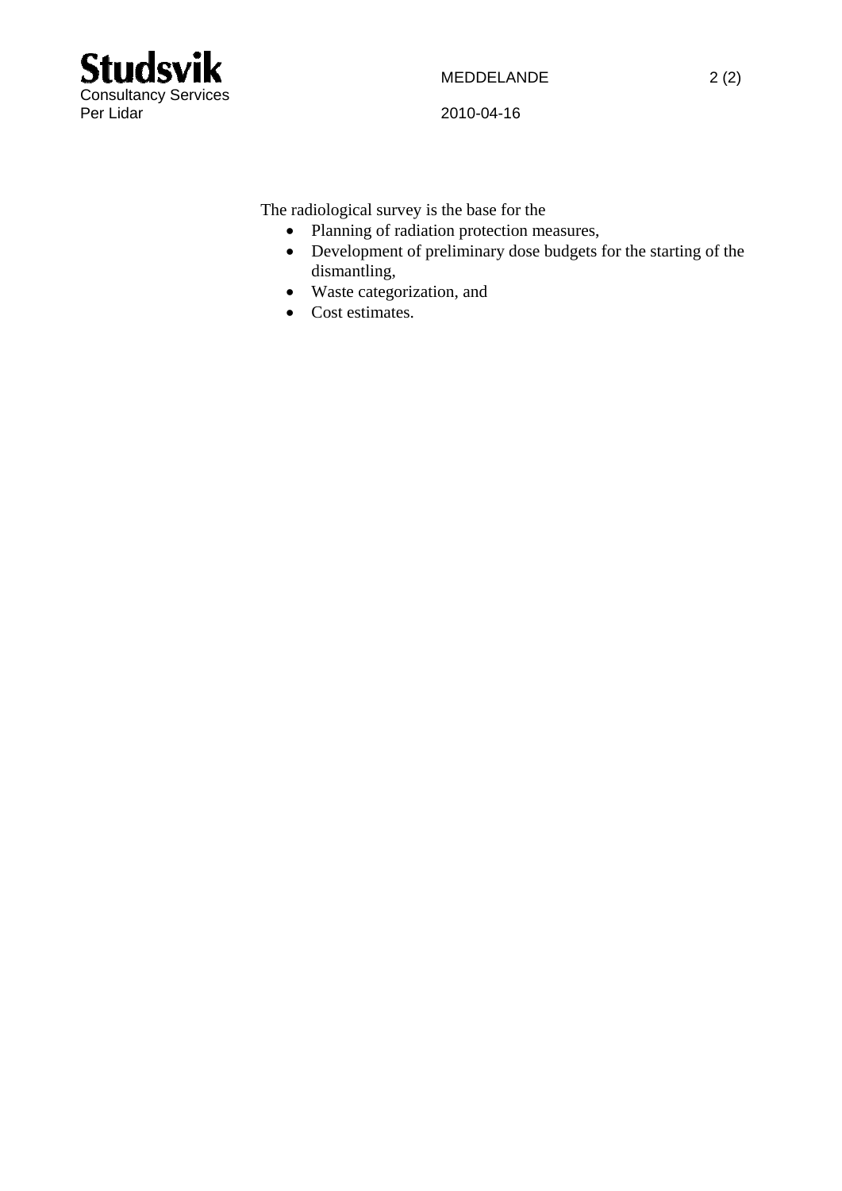The radiological survey is the base for the

- Planning of radiation protection measures,
- Development of preliminary dose budgets for the starting of the dismantling,
- Waste categorization, and
- Cost estimates.